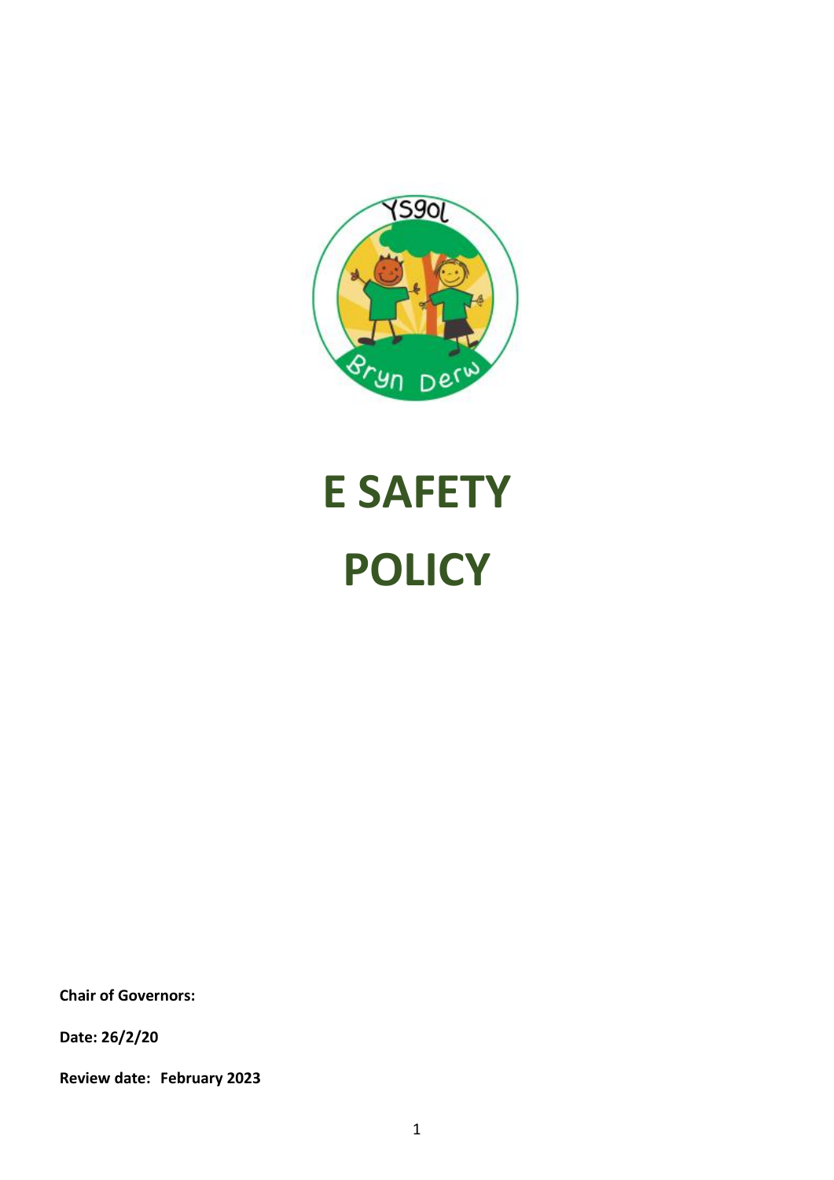# E SAFETY POLICY

**Chair of Governors:**

**Date: 26/2/20**

**Review date: February 2023**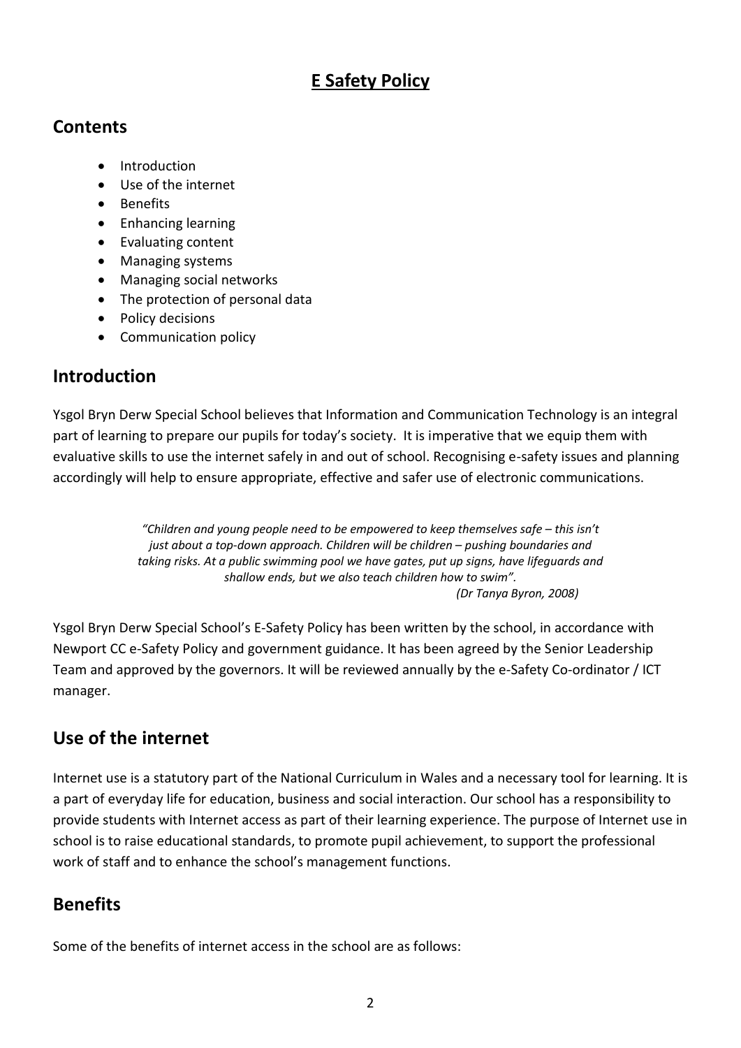# E Safety Policy

## Contents

- Introduction
- Use of the internet
- Benefits
- Enhancing learning
- Evaluating content
- Managing systems
- Managing social networks
- The protection of personal data
- Policy decisions
- Communication policy

## Introduction

Ysgol Bryn Derw Special School believes that Information and Communication Technology is an integral part of learning to prepare our pupils for today's society. It is imperative that we equip them with evaluative skills to use the internet safely in and out of school. Recognising e-safety issues and planning accordingly will help to ensure appropriate, effective and safer use of electronic communications.

> *"Children and young people need to be empowered to keep themselves safe – this isn't just about a top-down approach. Children will be children – pushing boundaries and taking risks. At a public swimming pool we have gates, put up signs, have lifeguards and shallow ends, but we also teach children how to swim".*
>
> *(Dr Tanya Byron, 2008)*

Ysgol Bryn Derw Special School's E-Safety Policy has been written by the school, in accordance with Newport CC e-Safety Policy and government guidance. It has been agreed by the Senior Leadership Team and approved by the governors. It will be reviewed annually by the e-Safety Co-ordinator / ICT manager.

## Use of the internet

Internet use is a statutory part of the National Curriculum in Wales and a necessary tool for learning. It is a part of everyday life for education, business and social interaction. Our school has a responsibility to provide students with Internet access as part of their learning experience. The purpose of Internet use in school is to raise educational standards, to promote pupil achievement, to support the professional work of staff and to enhance the school's management functions.

## Benefits

Some of the benefits of internet access in the school are as follows: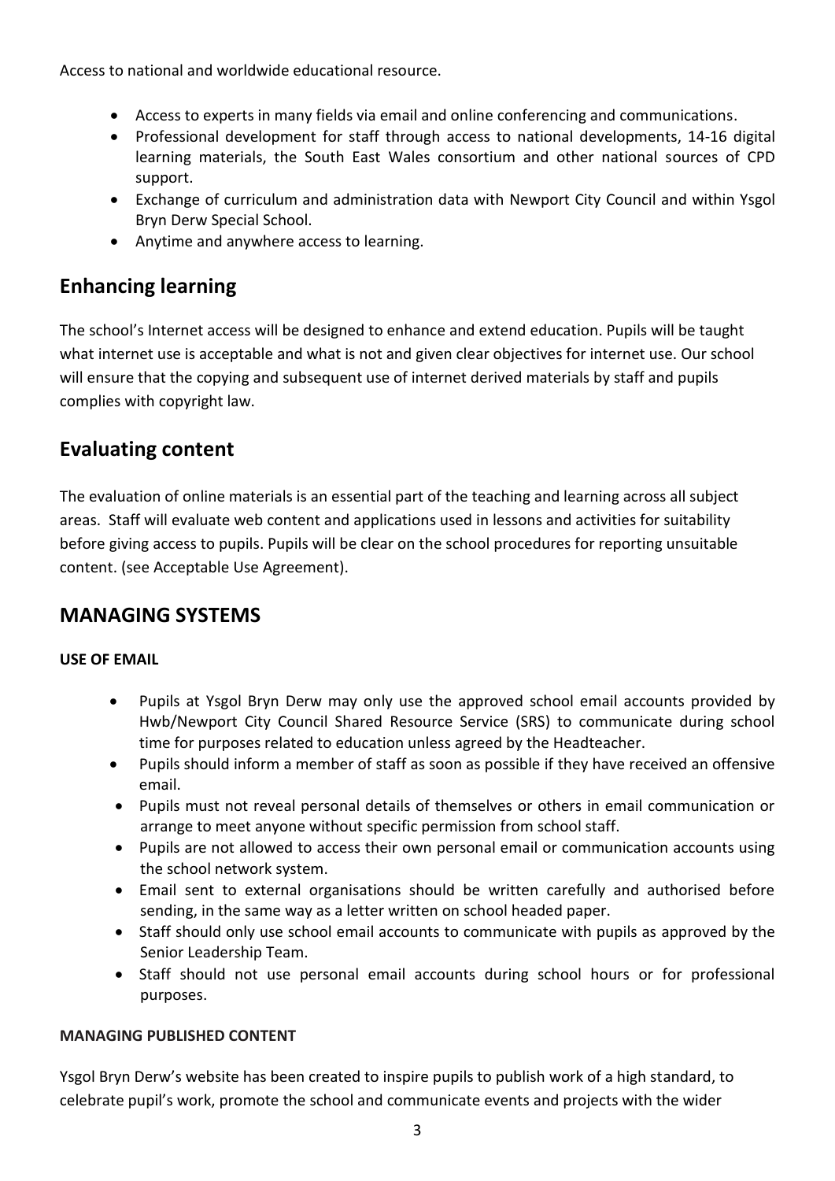Access to national and worldwide educational resource.

- Access to experts in many fields via email and online conferencing and communications.
- Professional development for staff through access to national developments, 14-16 digital learning materials, the South East Wales consortium and other national sources of CPD support.
- Exchange of curriculum and administration data with Newport City Council and within Ysgol Bryn Derw Special School.
- Anytime and anywhere access to learning.

## Enhancing learning

The school's Internet access will be designed to enhance and extend education. Pupils will be taught what internet use is acceptable and what is not and given clear objectives for internet use. Our school will ensure that the copying and subsequent use of internet derived materials by staff and pupils complies with copyright law.

## Evaluating content

The evaluation of online materials is an essential part of the teaching and learning across all subject areas. Staff will evaluate web content and applications used in lessons and activities for suitability before giving access to pupils. Pupils will be clear on the school procedures for reporting unsuitable content. (see Acceptable Use Agreement).

## MANAGING SYSTEMS

**USE OF EMAIL**

- Pupils at Ysgol Bryn Derw may only use the approved school email accounts provided by Hwb/Newport City Council Shared Resource Service (SRS) to communicate during school time for purposes related to education unless agreed by the Headteacher.
- Pupils should inform a member of staff as soon as possible if they have received an offensive email.
- Pupils must not reveal personal details of themselves or others in email communication or arrange to meet anyone without specific permission from school staff.
- Pupils are not allowed to access their own personal email or communication accounts using the school network system.
- Email sent to external organisations should be written carefully and authorised before sending, in the same way as a letter written on school headed paper.
- Staff should only use school email accounts to communicate with pupils as approved by the Senior Leadership Team.
- Staff should not use personal email accounts during school hours or for professional purposes.

**MANAGING PUBLISHED CONTENT**

Ysgol Bryn Derw's website has been created to inspire pupils to publish work of a high standard, to celebrate pupil's work, promote the school and communicate events and projects with the wider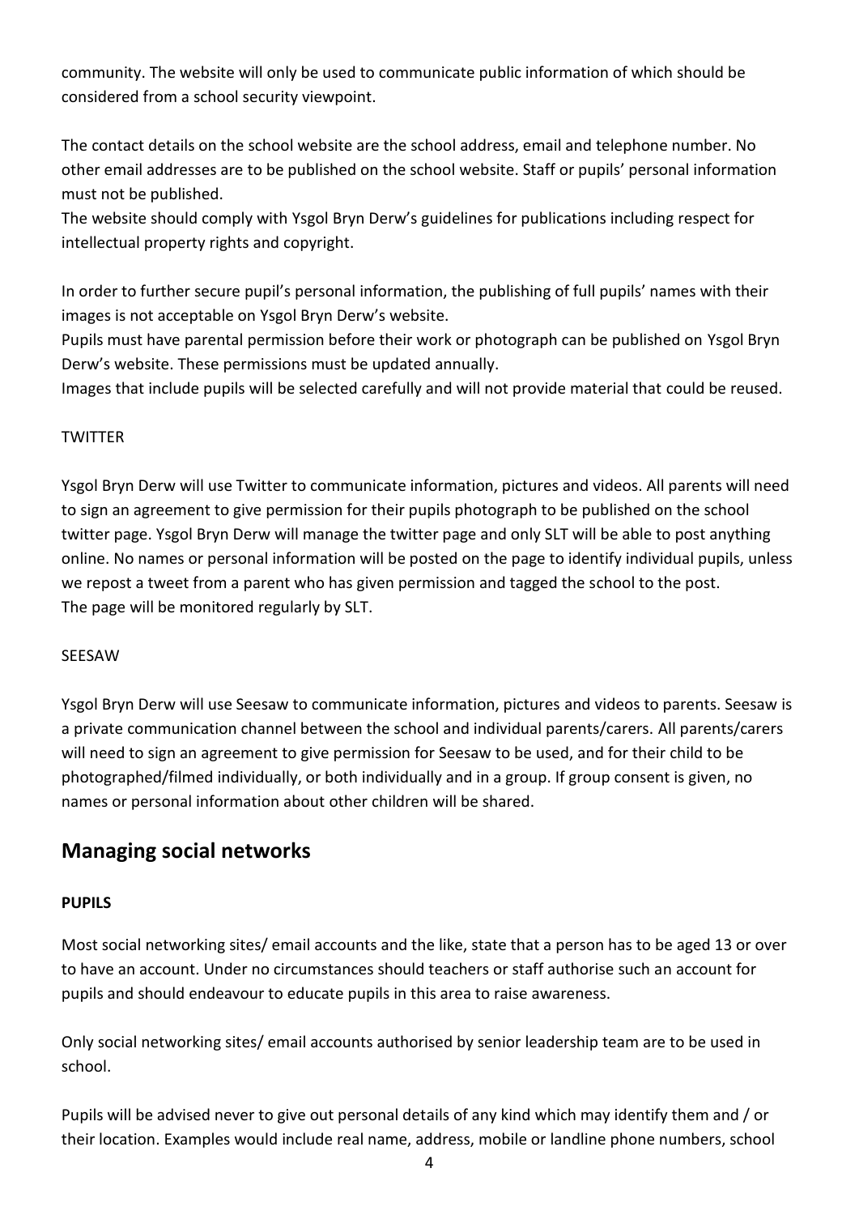community. The website will only be used to communicate public information of which should be considered from a school security viewpoint.

The contact details on the school website are the school address, email and telephone number. No other email addresses are to be published on the school website. Staff or pupils' personal information must not be published.

The website should comply with Ysgol Bryn Derw's guidelines for publications including respect for intellectual property rights and copyright.

In order to further secure pupil's personal information, the publishing of full pupils' names with their images is not acceptable on Ysgol Bryn Derw's website.

Pupils must have parental permission before their work or photograph can be published on Ysgol Bryn Derw's website. These permissions must be updated annually.

Images that include pupils will be selected carefully and will not provide material that could be reused.

TWITTER

Ysgol Bryn Derw will use Twitter to communicate information, pictures and videos. All parents will need to sign an agreement to give permission for their pupils photograph to be published on the school twitter page. Ysgol Bryn Derw will manage the twitter page and only SLT will be able to post anything online. No names or personal information will be posted on the page to identify individual pupils, unless we repost a tweet from a parent who has given permission and tagged the school to the post.
The page will be monitored regularly by SLT.

SEESAW

Ysgol Bryn Derw will use Seesaw to communicate information, pictures and videos to parents. Seesaw is a private communication channel between the school and individual parents/carers. All parents/carers will need to sign an agreement to give permission for Seesaw to be used, and for their child to be photographed/filmed individually, or both individually and in a group. If group consent is given, no names or personal information about other children will be shared.

## Managing social networks

**PUPILS**

Most social networking sites/ email accounts and the like, state that a person has to be aged 13 or over to have an account. Under no circumstances should teachers or staff authorise such an account for pupils and should endeavour to educate pupils in this area to raise awareness.

Only social networking sites/ email accounts authorised by senior leadership team are to be used in school.

Pupils will be advised never to give out personal details of any kind which may identify them and / or their location. Examples would include real name, address, mobile or landline phone numbers, school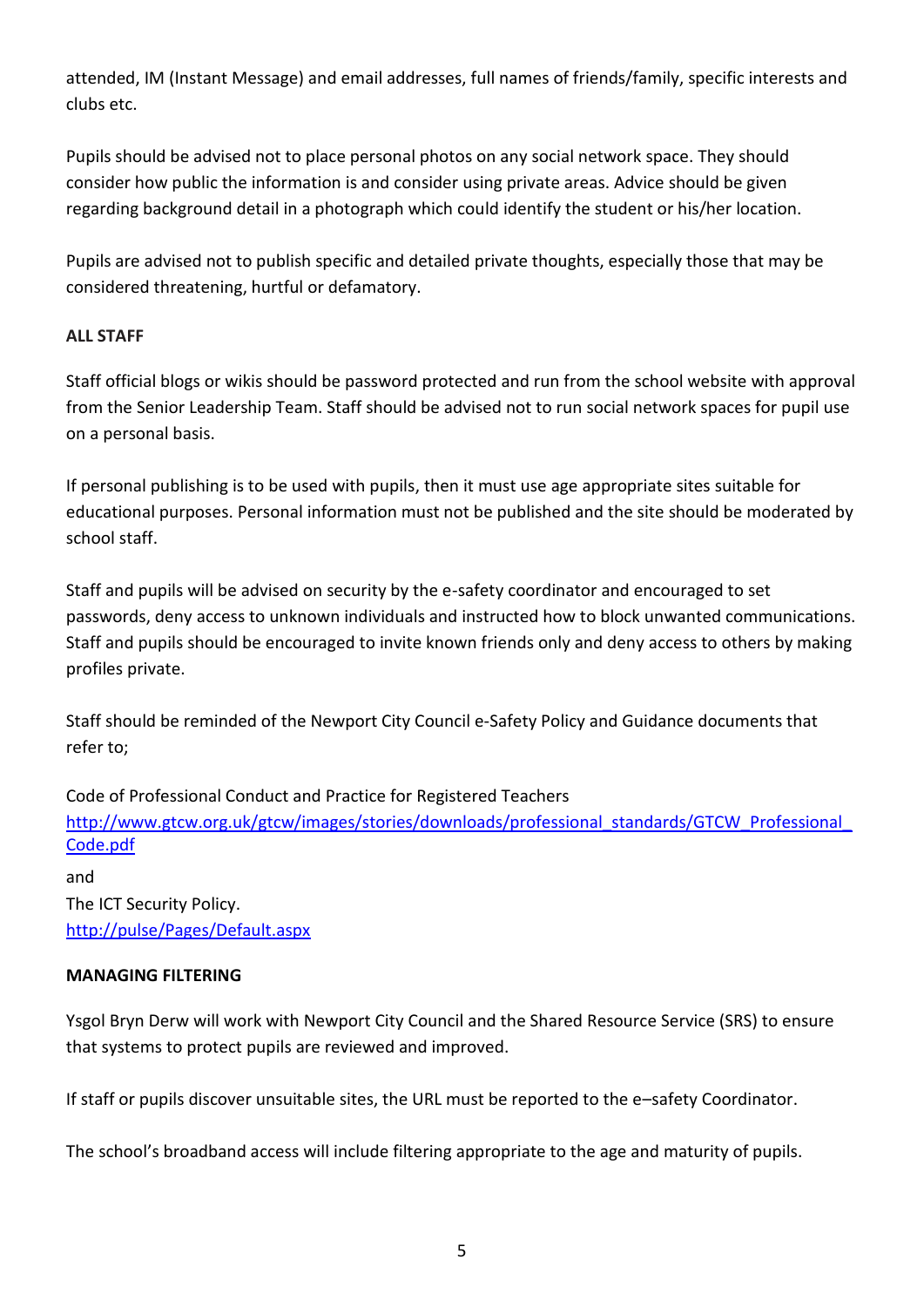attended, IM (Instant Message) and email addresses, full names of friends/family, specific interests and clubs etc.

Pupils should be advised not to place personal photos on any social network space. They should consider how public the information is and consider using private areas. Advice should be given regarding background detail in a photograph which could identify the student or his/her location.

Pupils are advised not to publish specific and detailed private thoughts, especially those that may be considered threatening, hurtful or defamatory.

**ALL STAFF**

Staff official blogs or wikis should be password protected and run from the school website with approval from the Senior Leadership Team. Staff should be advised not to run social network spaces for pupil use on a personal basis.

If personal publishing is to be used with pupils, then it must use age appropriate sites suitable for educational purposes. Personal information must not be published and the site should be moderated by school staff.

Staff and pupils will be advised on security by the e-safety coordinator and encouraged to set passwords, deny access to unknown individuals and instructed how to block unwanted communications. Staff and pupils should be encouraged to invite known friends only and deny access to others by making profiles private.

Staff should be reminded of the Newport City Council e-Safety Policy and Guidance documents that refer to;

Code of Professional Conduct and Practice for Registered Teachers
[http://www.gtcw.org.uk/gtcw/images/stories/downloads/professional_standards/GTCW_Professional_Code.pdf](http://www.gtcw.org.uk/gtcw/images/stories/downloads/professional_standards/GTCW_Professional_Code.pdf)

and
The ICT Security Policy.
[http://pulse/Pages/Default.aspx](http://pulse/Pages/Default.aspx)

**MANAGING FILTERING**

Ysgol Bryn Derw will work with Newport City Council and the Shared Resource Service (SRS) to ensure that systems to protect pupils are reviewed and improved.

If staff or pupils discover unsuitable sites, the URL must be reported to the e–safety Coordinator.

The school's broadband access will include filtering appropriate to the age and maturity of pupils.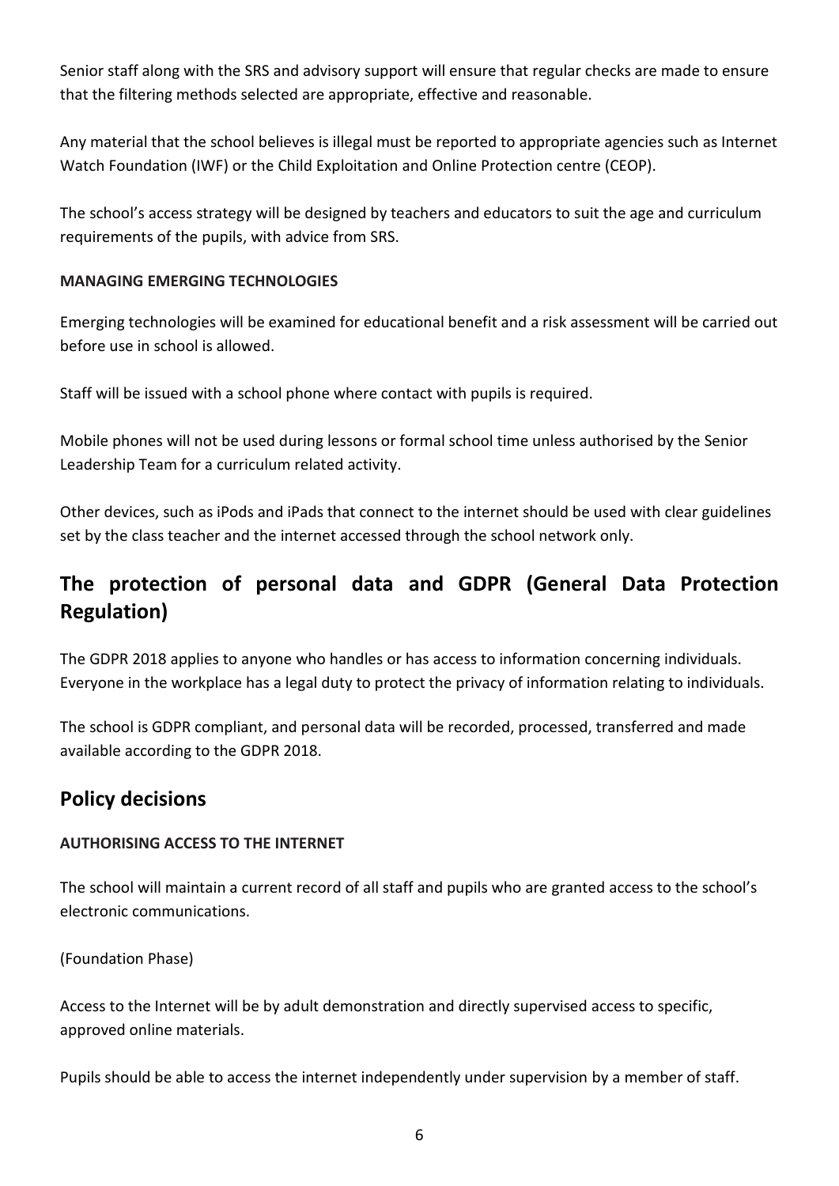Senior staff along with the SRS and advisory support will ensure that regular checks are made to ensure that the filtering methods selected are appropriate, effective and reasonable.

Any material that the school believes is illegal must be reported to appropriate agencies such as Internet Watch Foundation (IWF) or the Child Exploitation and Online Protection centre (CEOP).

The school's access strategy will be designed by teachers and educators to suit the age and curriculum requirements of the pupils, with advice from SRS.

**MANAGING EMERGING TECHNOLOGIES**

Emerging technologies will be examined for educational benefit and a risk assessment will be carried out before use in school is allowed.

Staff will be issued with a school phone where contact with pupils is required.

Mobile phones will not be used during lessons or formal school time unless authorised by the Senior Leadership Team for a curriculum related activity.

Other devices, such as iPods and iPads that connect to the internet should be used with clear guidelines set by the class teacher and the internet accessed through the school network only.

## The protection of personal data and GDPR (General Data Protection Regulation)

The GDPR 2018 applies to anyone who handles or has access to information concerning individuals. Everyone in the workplace has a legal duty to protect the privacy of information relating to individuals.

The school is GDPR compliant, and personal data will be recorded, processed, transferred and made available according to the GDPR 2018.

## Policy decisions

**AUTHORISING ACCESS TO THE INTERNET**

The school will maintain a current record of all staff and pupils who are granted access to the school's electronic communications.

(Foundation Phase)

Access to the Internet will be by adult demonstration and directly supervised access to specific, approved online materials.

Pupils should be able to access the internet independently under supervision by a member of staff.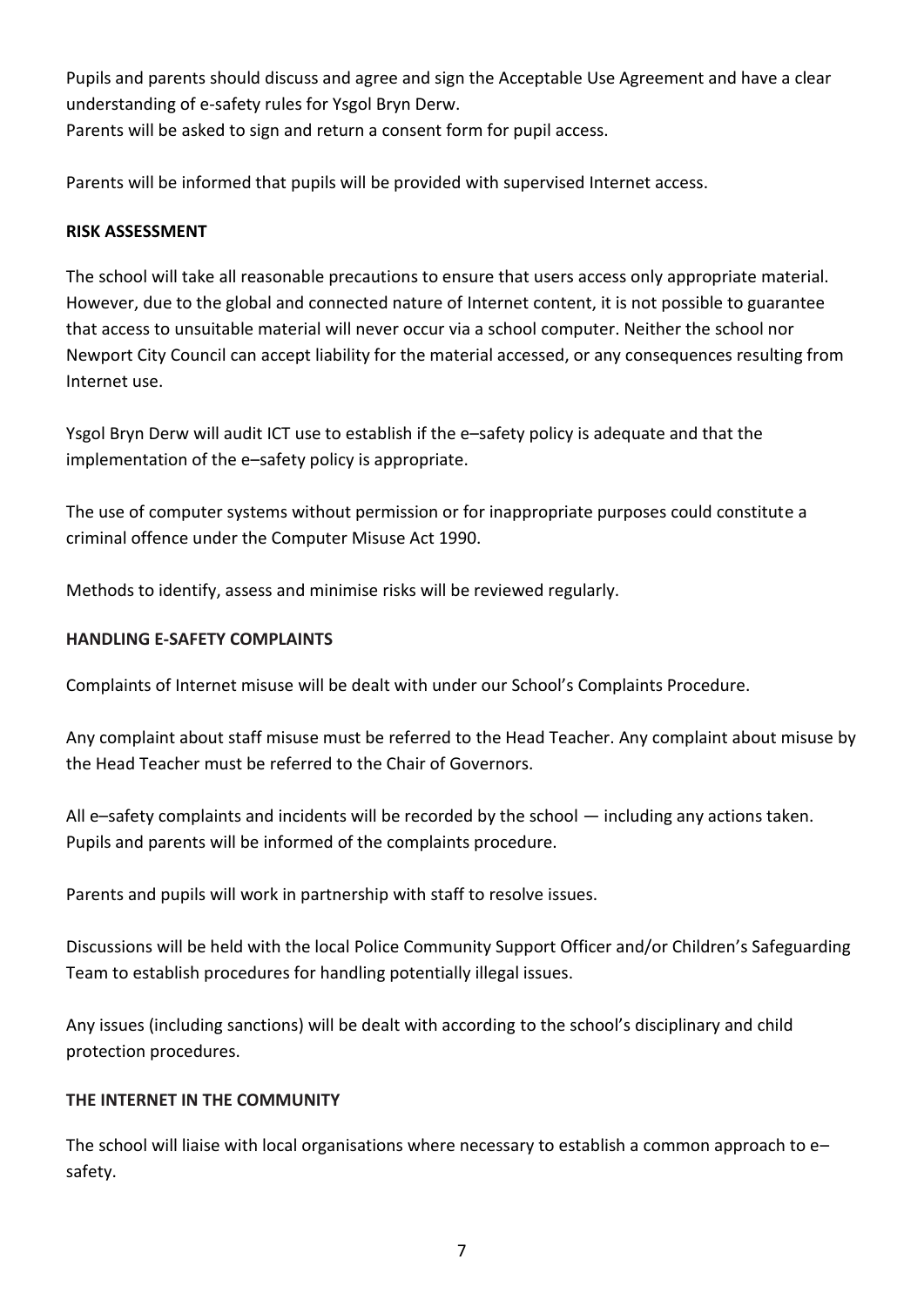Pupils and parents should discuss and agree and sign the Acceptable Use Agreement and have a clear understanding of e-safety rules for Ysgol Bryn Derw.
Parents will be asked to sign and return a consent form for pupil access.

Parents will be informed that pupils will be provided with supervised Internet access.

**RISK ASSESSMENT**

The school will take all reasonable precautions to ensure that users access only appropriate material. However, due to the global and connected nature of Internet content, it is not possible to guarantee that access to unsuitable material will never occur via a school computer. Neither the school nor Newport City Council can accept liability for the material accessed, or any consequences resulting from Internet use.

Ysgol Bryn Derw will audit ICT use to establish if the e–safety policy is adequate and that the implementation of the e–safety policy is appropriate.

The use of computer systems without permission or for inappropriate purposes could constitute a criminal offence under the Computer Misuse Act 1990.

Methods to identify, assess and minimise risks will be reviewed regularly.

**HANDLING E-SAFETY COMPLAINTS**

Complaints of Internet misuse will be dealt with under our School's Complaints Procedure.

Any complaint about staff misuse must be referred to the Head Teacher. Any complaint about misuse by the Head Teacher must be referred to the Chair of Governors.

All e–safety complaints and incidents will be recorded by the school — including any actions taken. Pupils and parents will be informed of the complaints procedure.

Parents and pupils will work in partnership with staff to resolve issues.

Discussions will be held with the local Police Community Support Officer and/or Children's Safeguarding Team to establish procedures for handling potentially illegal issues.

Any issues (including sanctions) will be dealt with according to the school's disciplinary and child protection procedures.

**THE INTERNET IN THE COMMUNITY**

The school will liaise with local organisations where necessary to establish a common approach to e–safety.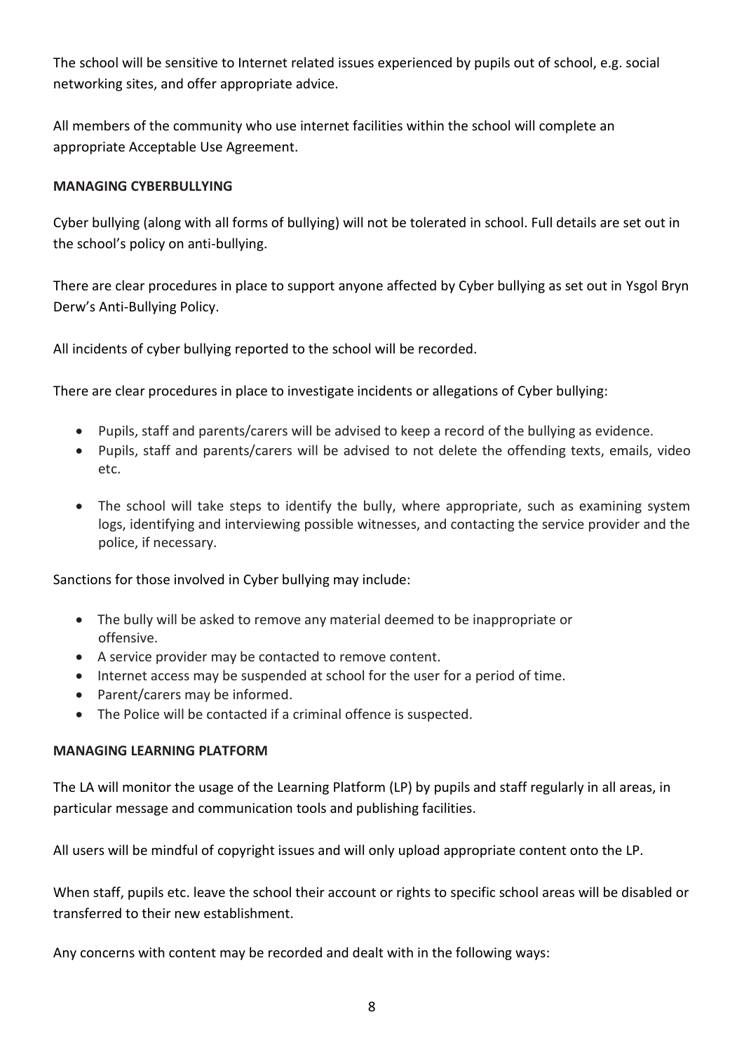The school will be sensitive to Internet related issues experienced by pupils out of school, e.g. social networking sites, and offer appropriate advice.

All members of the community who use internet facilities within the school will complete an appropriate Acceptable Use Agreement.

**MANAGING CYBERBULLYING**

Cyber bullying (along with all forms of bullying) will not be tolerated in school. Full details are set out in the school's policy on anti-bullying.

There are clear procedures in place to support anyone affected by Cyber bullying as set out in Ysgol Bryn Derw's Anti-Bullying Policy.

All incidents of cyber bullying reported to the school will be recorded.

There are clear procedures in place to investigate incidents or allegations of Cyber bullying:

- Pupils, staff and parents/carers will be advised to keep a record of the bullying as evidence.
- Pupils, staff and parents/carers will be advised to not delete the offending texts, emails, video etc.
- The school will take steps to identify the bully, where appropriate, such as examining system logs, identifying and interviewing possible witnesses, and contacting the service provider and the police, if necessary.

Sanctions for those involved in Cyber bullying may include:

- The bully will be asked to remove any material deemed to be inappropriate or offensive.
- A service provider may be contacted to remove content.
- Internet access may be suspended at school for the user for a period of time.
- Parent/carers may be informed.
- The Police will be contacted if a criminal offence is suspected.

**MANAGING LEARNING PLATFORM**

The LA will monitor the usage of the Learning Platform (LP) by pupils and staff regularly in all areas, in particular message and communication tools and publishing facilities.

All users will be mindful of copyright issues and will only upload appropriate content onto the LP.

When staff, pupils etc. leave the school their account or rights to specific school areas will be disabled or transferred to their new establishment.

Any concerns with content may be recorded and dealt with in the following ways: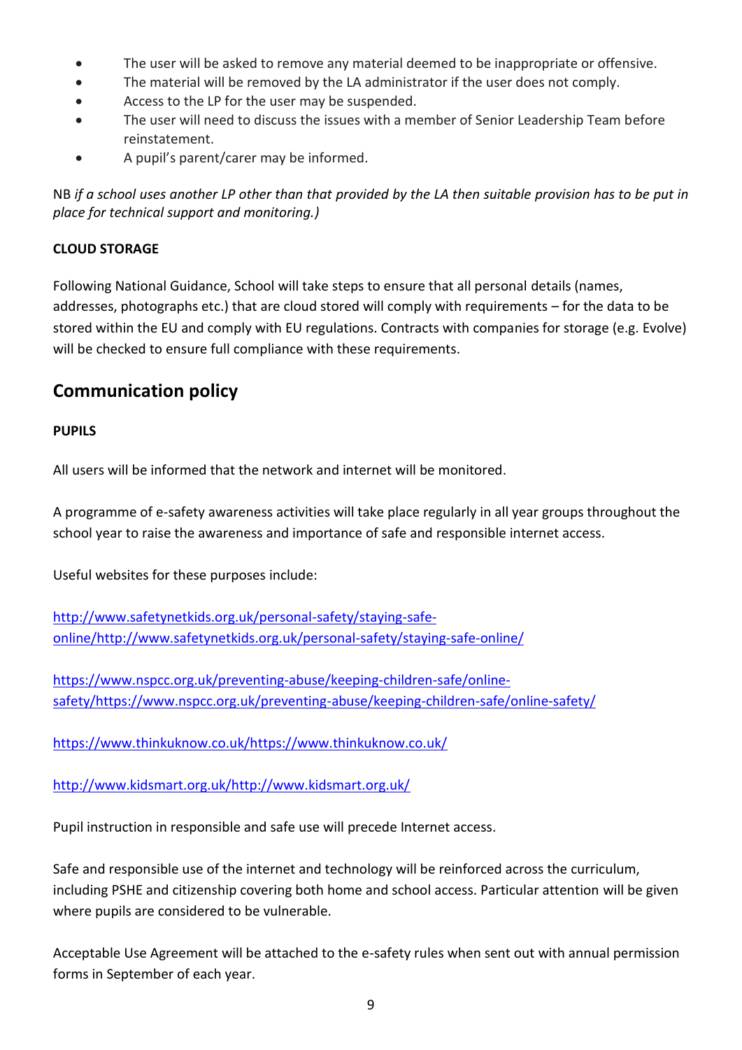- The user will be asked to remove any material deemed to be inappropriate or offensive.
- The material will be removed by the LA administrator if the user does not comply.
- Access to the LP for the user may be suspended.
- The user will need to discuss the issues with a member of Senior Leadership Team before reinstatement.
- A pupil's parent/carer may be informed.

NB *if a school uses another LP other than that provided by the LA then suitable provision has to be put in place for technical support and monitoring.)*

**CLOUD STORAGE**

Following National Guidance, School will take steps to ensure that all personal details (names, addresses, photographs etc.) that are cloud stored will comply with requirements – for the data to be stored within the EU and comply with EU regulations. Contracts with companies for storage (e.g. Evolve) will be checked to ensure full compliance with these requirements.

## Communication policy

**PUPILS**

All users will be informed that the network and internet will be monitored.

A programme of e-safety awareness activities will take place regularly in all year groups throughout the school year to raise the awareness and importance of safe and responsible internet access.

Useful websites for these purposes include:

http://www.safetynetkids.org.uk/personal-safety/staying-safe-online/http://www.safetynetkids.org.uk/personal-safety/staying-safe-online/

https://www.nspcc.org.uk/preventing-abuse/keeping-children-safe/online-safety/https://www.nspcc.org.uk/preventing-abuse/keeping-children-safe/online-safety/

https://www.thinkuknow.co.uk/https://www.thinkuknow.co.uk/

http://www.kidsmart.org.uk/http://www.kidsmart.org.uk/

Pupil instruction in responsible and safe use will precede Internet access.

Safe and responsible use of the internet and technology will be reinforced across the curriculum, including PSHE and citizenship covering both home and school access. Particular attention will be given where pupils are considered to be vulnerable.

Acceptable Use Agreement will be attached to the e-safety rules when sent out with annual permission forms in September of each year.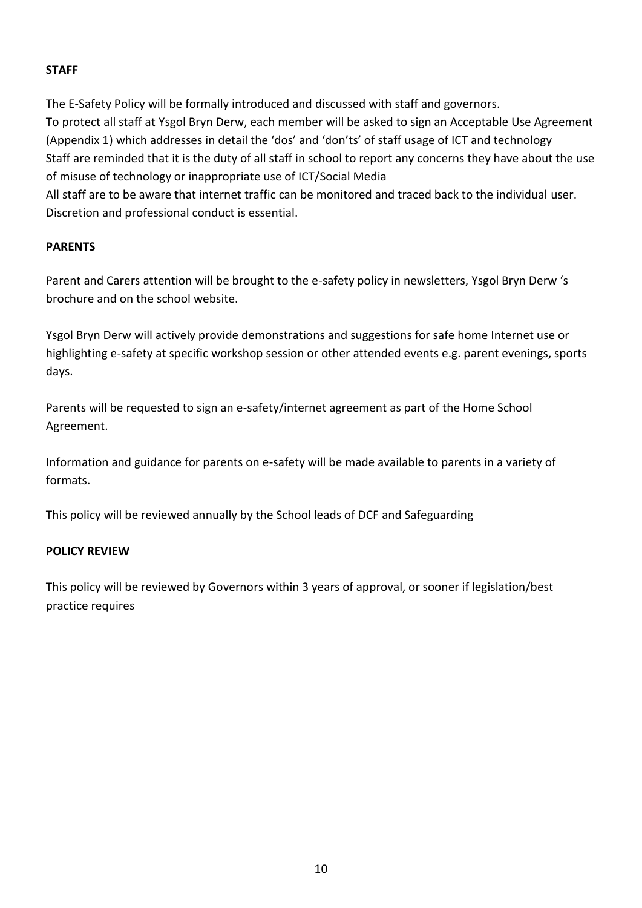**STAFF**

The E-Safety Policy will be formally introduced and discussed with staff and governors.
To protect all staff at Ysgol Bryn Derw, each member will be asked to sign an Acceptable Use Agreement (Appendix 1) which addresses in detail the 'dos' and 'don'ts' of staff usage of ICT and technology
Staff are reminded that it is the duty of all staff in school to report any concerns they have about the use of misuse of technology or inappropriate use of ICT/Social Media
All staff are to be aware that internet traffic can be monitored and traced back to the individual user. Discretion and professional conduct is essential.

**PARENTS**

Parent and Carers attention will be brought to the e-safety policy in newsletters, Ysgol Bryn Derw 's brochure and on the school website.

Ysgol Bryn Derw will actively provide demonstrations and suggestions for safe home Internet use or highlighting e-safety at specific workshop session or other attended events e.g. parent evenings, sports days.

Parents will be requested to sign an e-safety/internet agreement as part of the Home School Agreement.

Information and guidance for parents on e-safety will be made available to parents in a variety of formats.

This policy will be reviewed annually by the School leads of DCF and Safeguarding

**POLICY REVIEW**

This policy will be reviewed by Governors within 3 years of approval, or sooner if legislation/best practice requires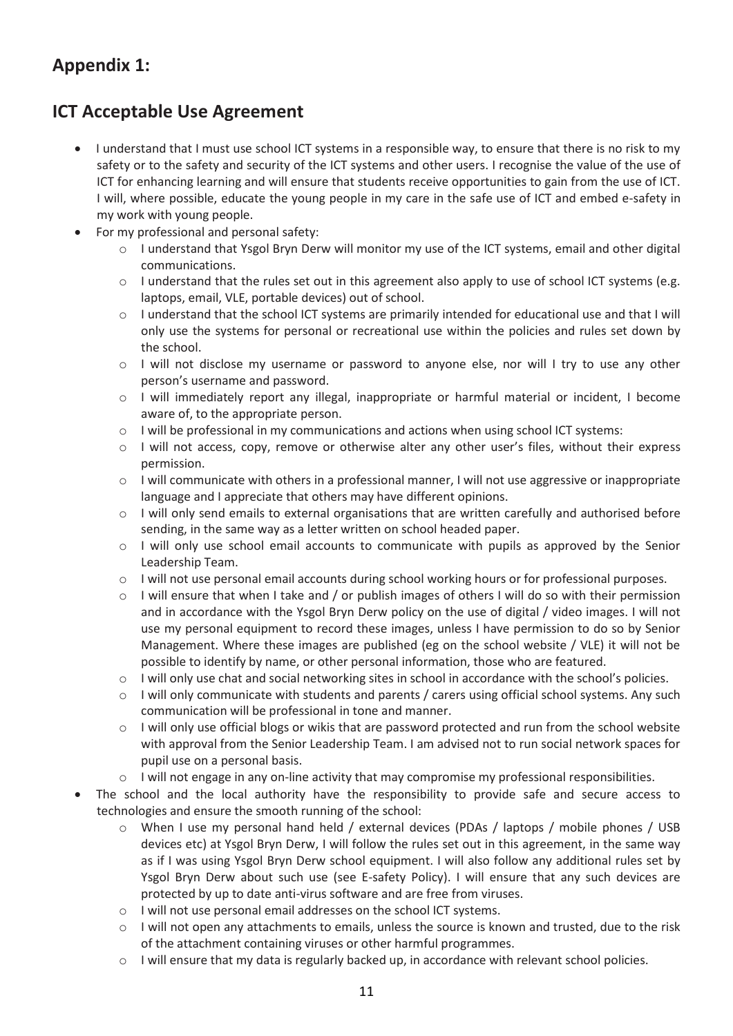## Appendix 1:

## ICT Acceptable Use Agreement

- I understand that I must use school ICT systems in a responsible way, to ensure that there is no risk to my safety or to the safety and security of the ICT systems and other users. I recognise the value of the use of ICT for enhancing learning and will ensure that students receive opportunities to gain from the use of ICT. I will, where possible, educate the young people in my care in the safe use of ICT and embed e-safety in my work with young people.
- For my professional and personal safety:
    - I understand that Ysgol Bryn Derw will monitor my use of the ICT systems, email and other digital communications.
    - I understand that the rules set out in this agreement also apply to use of school ICT systems (e.g. laptops, email, VLE, portable devices) out of school.
    - I understand that the school ICT systems are primarily intended for educational use and that I will only use the systems for personal or recreational use within the policies and rules set down by the school.
    - I will not disclose my username or password to anyone else, nor will I try to use any other person's username and password.
    - I will immediately report any illegal, inappropriate or harmful material or incident, I become aware of, to the appropriate person.
    - I will be professional in my communications and actions when using school ICT systems:
    - I will not access, copy, remove or otherwise alter any other user's files, without their express permission.
    - I will communicate with others in a professional manner, I will not use aggressive or inappropriate language and I appreciate that others may have different opinions.
    - I will only send emails to external organisations that are written carefully and authorised before sending, in the same way as a letter written on school headed paper.
    - I will only use school email accounts to communicate with pupils as approved by the Senior Leadership Team.
    - I will not use personal email accounts during school working hours or for professional purposes.
    - I will ensure that when I take and / or publish images of others I will do so with their permission and in accordance with the Ysgol Bryn Derw policy on the use of digital / video images. I will not use my personal equipment to record these images, unless I have permission to do so by Senior Management. Where these images are published (eg on the school website / VLE) it will not be possible to identify by name, or other personal information, those who are featured.
    - I will only use chat and social networking sites in school in accordance with the school's policies.
    - I will only communicate with students and parents / carers using official school systems. Any such communication will be professional in tone and manner.
    - I will only use official blogs or wikis that are password protected and run from the school website with approval from the Senior Leadership Team. I am advised not to run social network spaces for pupil use on a personal basis.
    - I will not engage in any on-line activity that may compromise my professional responsibilities.
- The school and the local authority have the responsibility to provide safe and secure access to technologies and ensure the smooth running of the school:
    - When I use my personal hand held / external devices (PDAs / laptops / mobile phones / USB devices etc) at Ysgol Bryn Derw, I will follow the rules set out in this agreement, in the same way as if I was using Ysgol Bryn Derw school equipment. I will also follow any additional rules set by Ysgol Bryn Derw about such use (see E-safety Policy). I will ensure that any such devices are protected by up to date anti-virus software and are free from viruses.
    - I will not use personal email addresses on the school ICT systems.
    - I will not open any attachments to emails, unless the source is known and trusted, due to the risk of the attachment containing viruses or other harmful programmes.
    - I will ensure that my data is regularly backed up, in accordance with relevant school policies.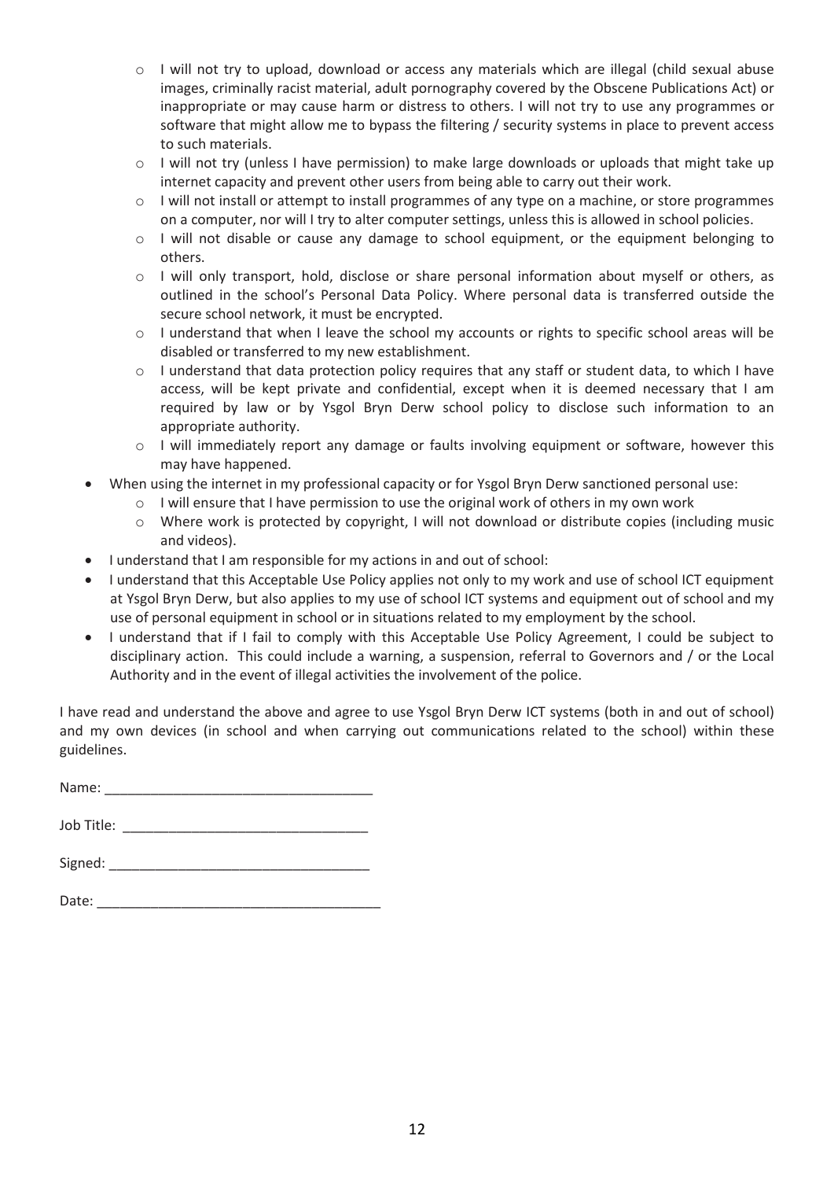- I will not try to upload, download or access any materials which are illegal (child sexual abuse images, criminally racist material, adult pornography covered by the Obscene Publications Act) or inappropriate or may cause harm or distress to others. I will not try to use any programmes or software that might allow me to bypass the filtering / security systems in place to prevent access to such materials.
  - I will not try (unless I have permission) to make large downloads or uploads that might take up internet capacity and prevent other users from being able to carry out their work.
  - I will not install or attempt to install programmes of any type on a machine, or store programmes on a computer, nor will I try to alter computer settings, unless this is allowed in school policies.
  - I will not disable or cause any damage to school equipment, or the equipment belonging to others.
  - I will only transport, hold, disclose or share personal information about myself or others, as outlined in the school's Personal Data Policy. Where personal data is transferred outside the secure school network, it must be encrypted.
  - I understand that when I leave the school my accounts or rights to specific school areas will be disabled or transferred to my new establishment.
  - I understand that data protection policy requires that any staff or student data, to which I have access, will be kept private and confidential, except when it is deemed necessary that I am required by law or by Ysgol Bryn Derw school policy to disclose such information to an appropriate authority.
  - I will immediately report any damage or faults involving equipment or software, however this may have happened.
- When using the internet in my professional capacity or for Ysgol Bryn Derw sanctioned personal use:
  - I will ensure that I have permission to use the original work of others in my own work
  - Where work is protected by copyright, I will not download or distribute copies (including music and videos).
- I understand that I am responsible for my actions in and out of school:
- I understand that this Acceptable Use Policy applies not only to my work and use of school ICT equipment at Ysgol Bryn Derw, but also applies to my use of school ICT systems and equipment out of school and my use of personal equipment in school or in situations related to my employment by the school.
- I understand that if I fail to comply with this Acceptable Use Policy Agreement, I could be subject to disciplinary action. This could include a warning, a suspension, referral to Governors and / or the Local Authority and in the event of illegal activities the involvement of the police.

I have read and understand the above and agree to use Ysgol Bryn Derw ICT systems (both in and out of school) and my own devices (in school and when carrying out communications related to the school) within these guidelines.

Name: ___________________________________

Job Title: _______________________________

Signed: _________________________________

Date: ____________________________________